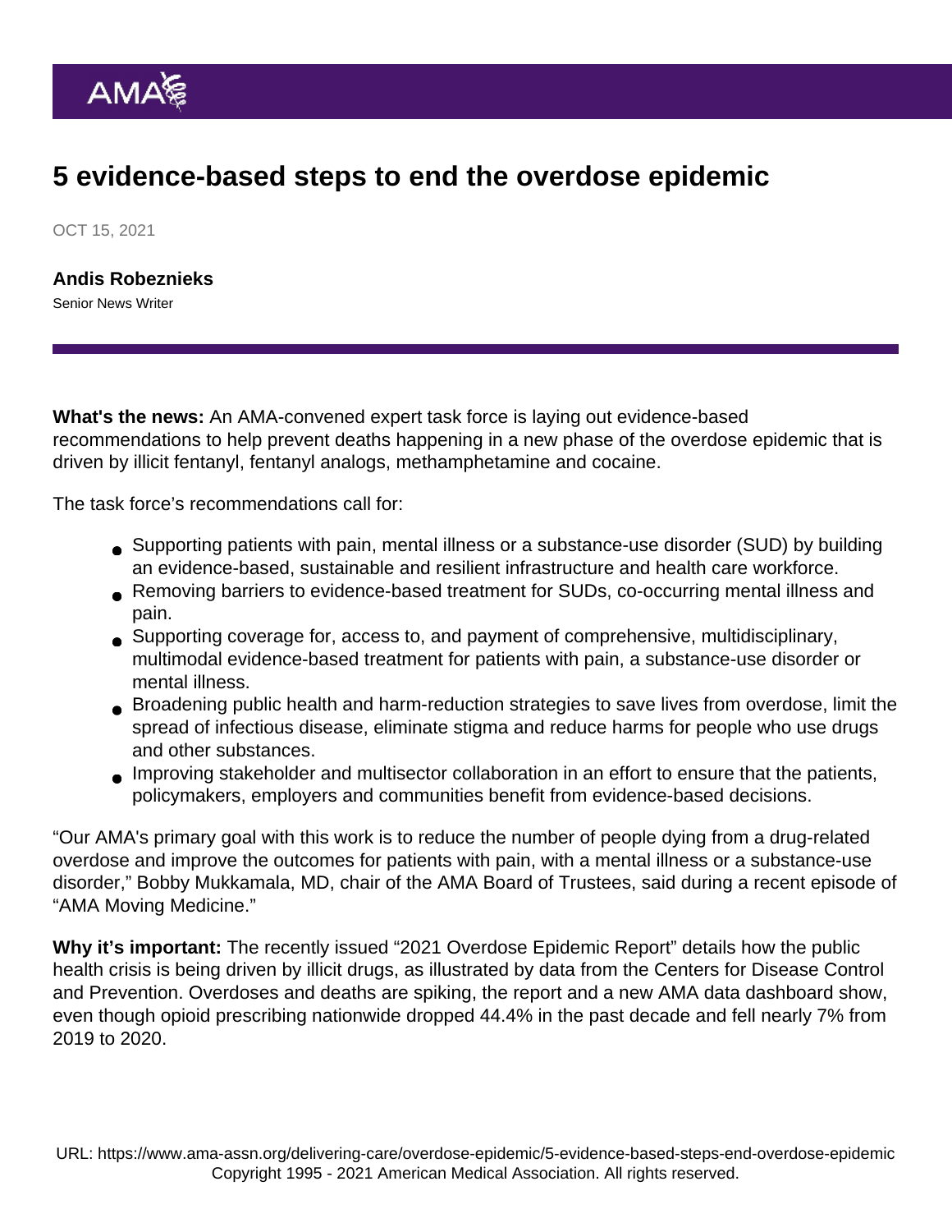# 5 evidence-based steps to end the overdose epidemic

OCT 15, 2021

**Andis Robeznieks**
Senior News Writer

**What's the news:** An AMA-convened expert task force is laying out evidence-based recommendations to help prevent deaths happening in a new phase of the overdose epidemic that is driven by illicit fentanyl, fentanyl analogs, methamphetamine and cocaine.

The task force's recommendations call for:

- Supporting patients with pain, mental illness or a substance-use disorder (SUD) by building an evidence-based, sustainable and resilient infrastructure and health care workforce.
- Removing barriers to evidence-based treatment for SUDs, co-occurring mental illness and pain.
- Supporting coverage for, access to, and payment of comprehensive, multidisciplinary, multimodal evidence-based treatment for patients with pain, a substance-use disorder or mental illness.
- Broadening public health and harm-reduction strategies to save lives from overdose, limit the spread of infectious disease, eliminate stigma and reduce harms for people who use drugs and other substances.
- Improving stakeholder and multisector collaboration in an effort to ensure that the patients, policymakers, employers and communities benefit from evidence-based decisions.

"Our AMA's primary goal with this work is to reduce the number of people dying from a drug-related overdose and improve the outcomes for patients with pain, with a mental illness or a substance-use disorder," Bobby Mukkamala, MD, chair of the AMA Board of Trustees, said during a recent episode of "AMA Moving Medicine."

**Why it's important:** The recently issued "2021 Overdose Epidemic Report" details how the public health crisis is being driven by illicit drugs, as illustrated by data from the Centers for Disease Control and Prevention. Overdoses and deaths are spiking, the report and a new AMA data dashboard show, even though opioid prescribing nationwide dropped 44.4% in the past decade and fell nearly 7% from 2019 to 2020.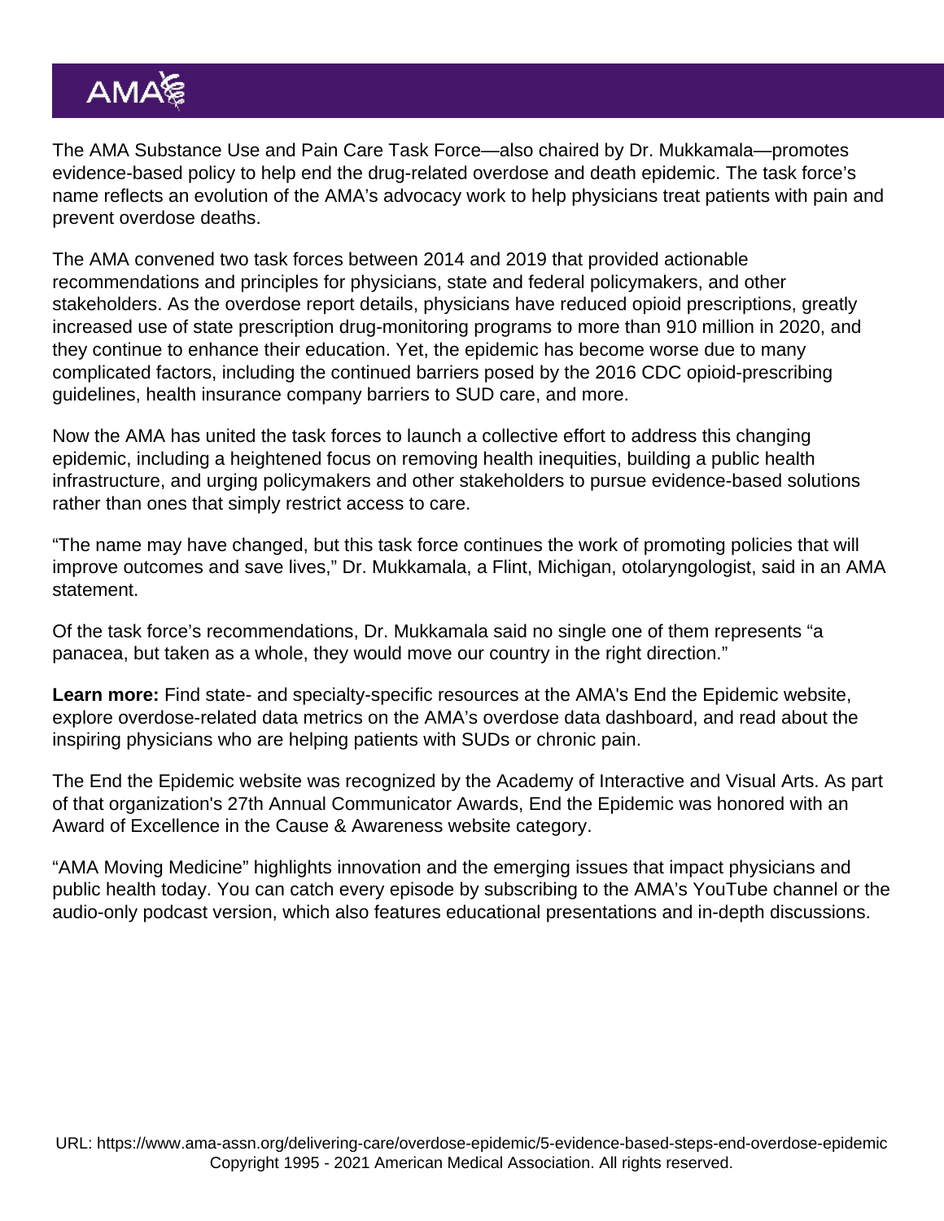The AMA Substance Use and Pain Care Task Force—also chaired by Dr. Mukkamala—promotes evidence-based policy to help end the drug-related overdose and death epidemic. The task force's name reflects an evolution of the AMA's advocacy work to help physicians treat patients with pain and prevent overdose deaths.

The AMA convened two task forces between 2014 and 2019 that provided actionable recommendations and principles for physicians, state and federal policymakers, and other stakeholders. As the overdose report details, physicians have reduced opioid prescriptions, greatly increased use of state prescription drug-monitoring programs to more than 910 million in 2020, and they continue to enhance their education. Yet, the epidemic has become worse due to many complicated factors, including the continued barriers posed by the 2016 CDC opioid-prescribing guidelines, health insurance company barriers to SUD care, and more.

Now the AMA has united the task forces to launch a collective effort to address this changing epidemic, including a heightened focus on removing health inequities, building a public health infrastructure, and urging policymakers and other stakeholders to pursue evidence-based solutions rather than ones that simply restrict access to care.

"The name may have changed, but this task force continues the work of promoting policies that will improve outcomes and save lives," Dr. Mukkamala, a Flint, Michigan, otolaryngologist, said in an AMA statement.

Of the task force's recommendations, Dr. Mukkamala said no single one of them represents "a panacea, but taken as a whole, they would move our country in the right direction."

**Learn more:** Find state- and specialty-specific resources at the AMA's End the Epidemic website, explore overdose-related data metrics on the AMA's overdose data dashboard, and read about the inspiring physicians who are helping patients with SUDs or chronic pain.

The End the Epidemic website was recognized by the Academy of Interactive and Visual Arts. As part of that organization's 27th Annual Communicator Awards, End the Epidemic was honored with an Award of Excellence in the Cause & Awareness website category.

"AMA Moving Medicine" highlights innovation and the emerging issues that impact physicians and public health today. You can catch every episode by subscribing to the AMA's YouTube channel or the audio-only podcast version, which also features educational presentations and in-depth discussions.